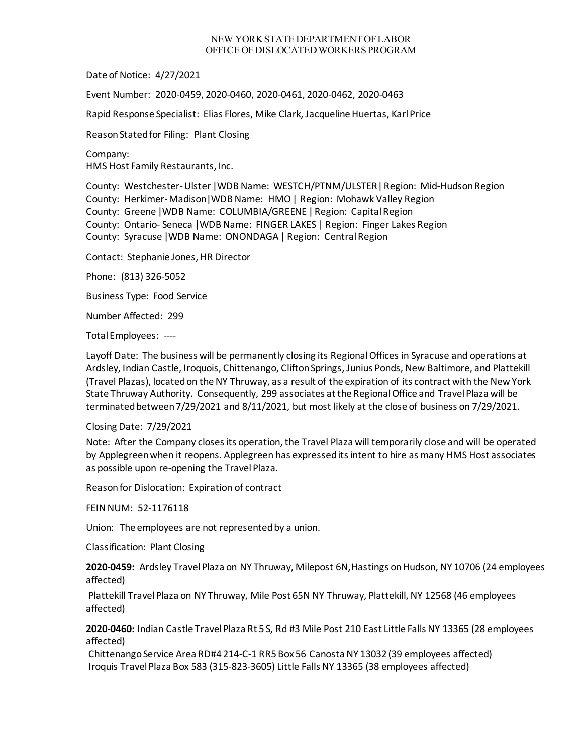NEW YORK STATE DEPARTMENT OF LABOR
OFFICE OF DISLOCATED WORKERS PROGRAM

Date of Notice: 4/27/2021

Event Number: 2020-0459, 2020-0460, 2020-0461, 2020-0462, 2020-0463

Rapid Response Specialist: Elias Flores, Mike Clark, Jacqueline Huertas, Karl Price

Reason Stated for Filing: Plant Closing

Company:
HMS Host Family Restaurants, Inc.

County: Westchester- Ulster |WDB Name: WESTCH/PTNM/ULSTER| Region: Mid-Hudson Region
County: Herkimer- Madison|WDB Name: HMO | Region: Mohawk Valley Region
County: Greene |WDB Name: COLUMBIA/GREENE | Region: Capital Region
County: Ontario- Seneca |WDB Name: FINGER LAKES | Region: Finger Lakes Region
County: Syracuse |WDB Name: ONONDAGA | Region: Central Region

Contact: Stephanie Jones, HR Director

Phone: (813) 326-5052

Business Type: Food Service

Number Affected: 299

Total Employees: ----

Layoff Date: The business will be permanently closing its Regional Offices in Syracuse and operations at Ardsley, Indian Castle, Iroquois, Chittenango, Clifton Springs, Junius Ponds, New Baltimore, and Plattekill (Travel Plazas), located on the NY Thruway, as a result of the expiration of its contract with the New York State Thruway Authority. Consequently, 299 associates at the Regional Office and Travel Plaza will be terminated between 7/29/2021 and 8/11/2021, but most likely at the close of business on 7/29/2021.

Closing Date: 7/29/2021

Note: After the Company closes its operation, the Travel Plaza will temporarily close and will be operated by Applegreen when it reopens. Applegreen has expressed its intent to hire as many HMS Host associates as possible upon re-opening the Travel Plaza.

Reason for Dislocation: Expiration of contract

FEIN NUM: 52-1176118

Union: The employees are not represented by a union.

Classification: Plant Closing

**2020-0459:** Ardsley Travel Plaza on NY Thruway, Milepost 6N, Hastings on Hudson, NY 10706 (24 employees affected)

Plattekill Travel Plaza on NY Thruway, Mile Post 65N NY Thruway, Plattekill, NY 12568 (46 employees affected)

**2020-0460:** Indian Castle Travel Plaza Rt 5 S, Rd #3 Mile Post 210 East Little Falls NY 13365 (28 employees affected)

Chittenango Service Area RD#4 214-C-1 RR5 Box 56 Canosta NY 13032 (39 employees affected)

Iroquis Travel Plaza Box 583 (315-823-3605) Little Falls NY 13365 (38 employees affected)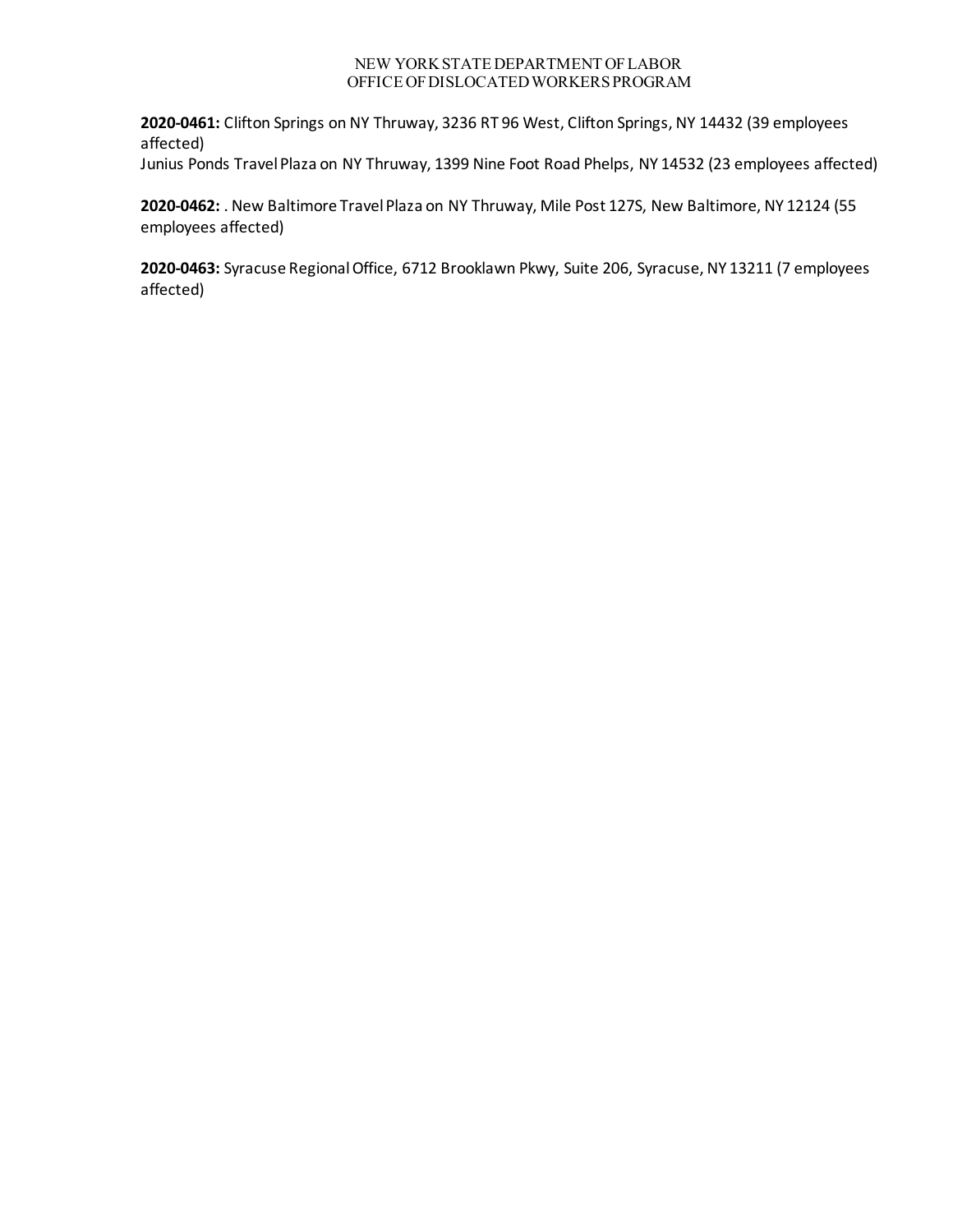**2020-0461:** Clifton Springs on NY Thruway, 3236 RT 96 West, Clifton Springs, NY 14432 (39 employees affected)
Junius Ponds Travel Plaza on NY Thruway, 1399 Nine Foot Road Phelps, NY 14532 (23 employees affected)

**2020-0462:** . New Baltimore Travel Plaza on NY Thruway, Mile Post 127S, New Baltimore, NY 12124 (55 employees affected)

**2020-0463:** Syracuse Regional Office, 6712 Brooklawn Pkwy, Suite 206, Syracuse, NY 13211 (7 employees affected)